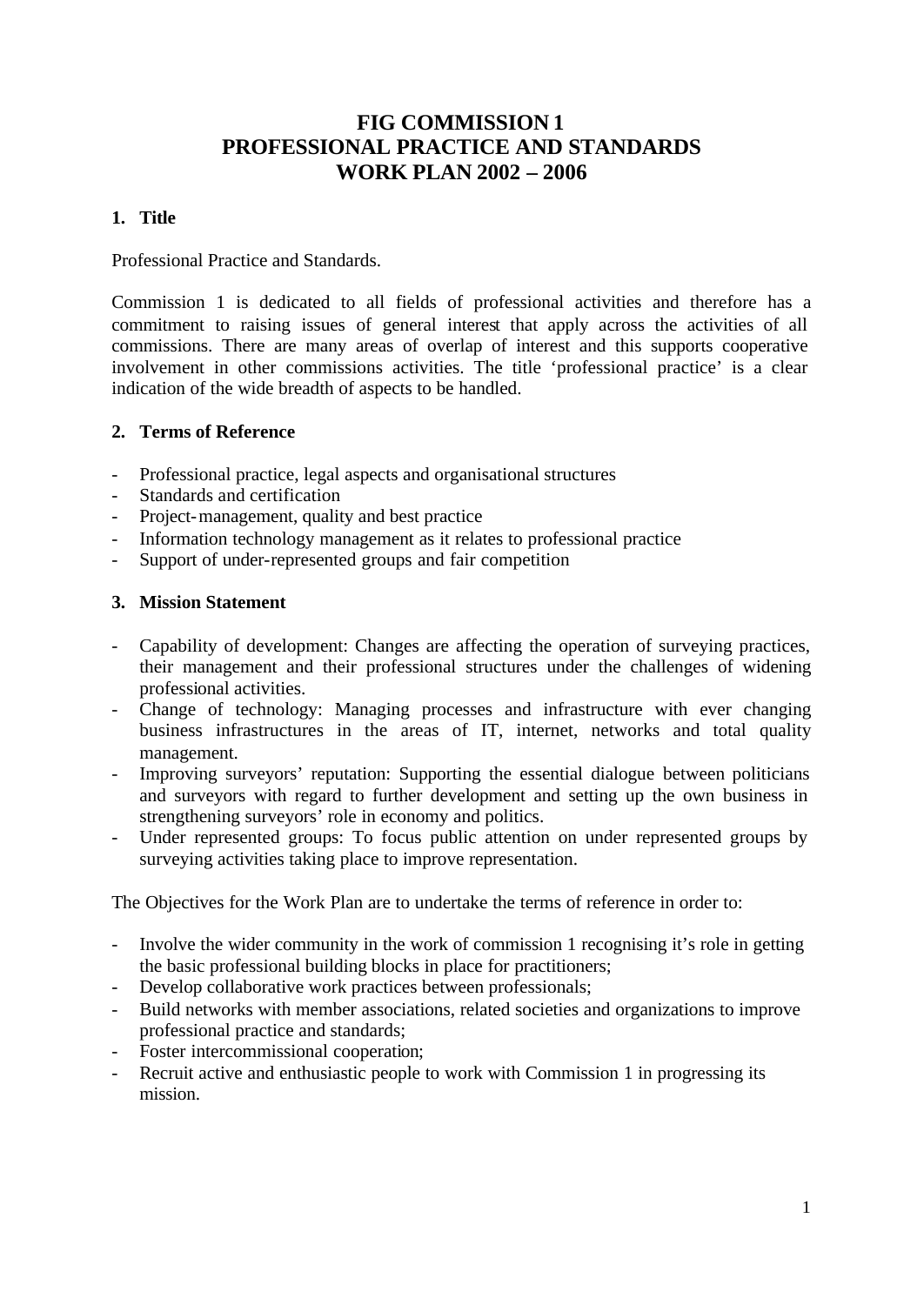# FIG COMMISSION 1
# PROFESSIONAL PRACTICE AND STANDARDS
# WORK PLAN 2002 – 2006

## 1. Title

Professional Practice and Standards.

Commission 1 is dedicated to all fields of professional activities and therefore has a commitment to raising issues of general interest that apply across the activities of all commissions. There are many areas of overlap of interest and this supports cooperative involvement in other commissions activities. The title 'professional practice' is a clear indication of the wide breadth of aspects to be handled.

## 2. Terms of Reference

- Professional practice, legal aspects and organisational structures
- Standards and certification
- Project-management, quality and best practice
- Information technology management as it relates to professional practice
- Support of under-represented groups and fair competition

## 3. Mission Statement

- Capability of development: Changes are affecting the operation of surveying practices, their management and their professional structures under the challenges of widening professional activities.
- Change of technology: Managing processes and infrastructure with ever changing business infrastructures in the areas of IT, internet, networks and total quality management.
- Improving surveyors' reputation: Supporting the essential dialogue between politicians and surveyors with regard to further development and setting up the own business in strengthening surveyors' role in economy and politics.
- Under represented groups: To focus public attention on under represented groups by surveying activities taking place to improve representation.

The Objectives for the Work Plan are to undertake the terms of reference in order to:

- Involve the wider community in the work of commission 1 recognising it's role in getting the basic professional building blocks in place for practitioners;
- Develop collaborative work practices between professionals;
- Build networks with member associations, related societies and organizations to improve professional practice and standards;
- Foster intercommissional cooperation;
- Recruit active and enthusiastic people to work with Commission 1 in progressing its mission.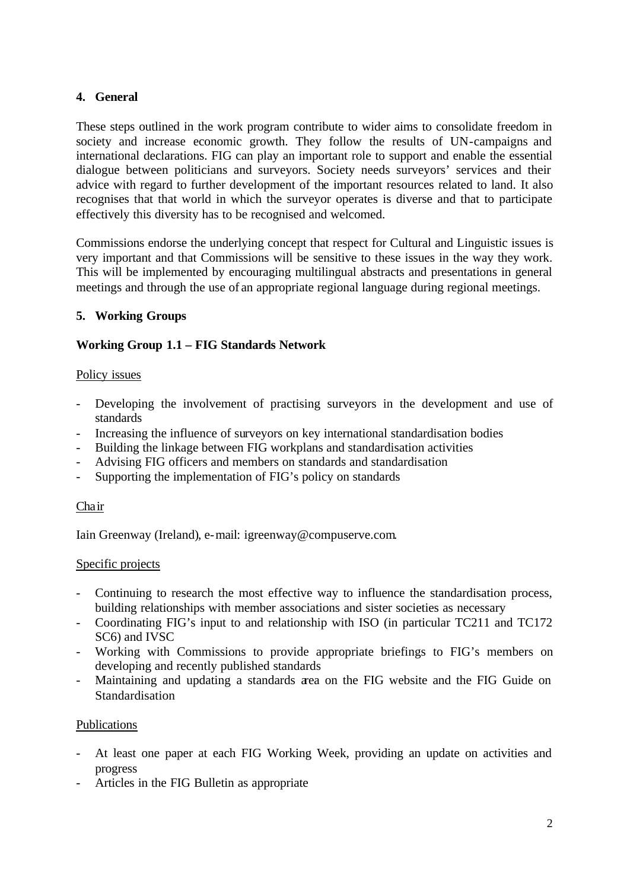## 4. General

These steps outlined in the work program contribute to wider aims to consolidate freedom in society and increase economic growth. They follow the results of UN-campaigns and international declarations. FIG can play an important role to support and enable the essential dialogue between politicians and surveyors. Society needs surveyors' services and their advice with regard to further development of the important resources related to land. It also recognises that that world in which the surveyor operates is diverse and that to participate effectively this diversity has to be recognised and welcomed.

Commissions endorse the underlying concept that respect for Cultural and Linguistic issues is very important and that Commissions will be sensitive to these issues in the way they work. This will be implemented by encouraging multilingual abstracts and presentations in general meetings and through the use of an appropriate regional language during regional meetings.

## 5. Working Groups

### Working Group 1.1 – FIG Standards Network

Policy issues

- Developing the involvement of practising surveyors in the development and use of standards
- Increasing the influence of surveyors on key international standardisation bodies
- Building the linkage between FIG workplans and standardisation activities
- Advising FIG officers and members on standards and standardisation
- Supporting the implementation of FIG's policy on standards

Chair

Iain Greenway (Ireland), e-mail: igreenway@compuserve.com.

Specific projects

- Continuing to research the most effective way to influence the standardisation process, building relationships with member associations and sister societies as necessary
- Coordinating FIG's input to and relationship with ISO (in particular TC211 and TC172 SC6) and IVSC
- Working with Commissions to provide appropriate briefings to FIG's members on developing and recently published standards
- Maintaining and updating a standards area on the FIG website and the FIG Guide on Standardisation

Publications

- At least one paper at each FIG Working Week, providing an update on activities and progress
- Articles in the FIG Bulletin as appropriate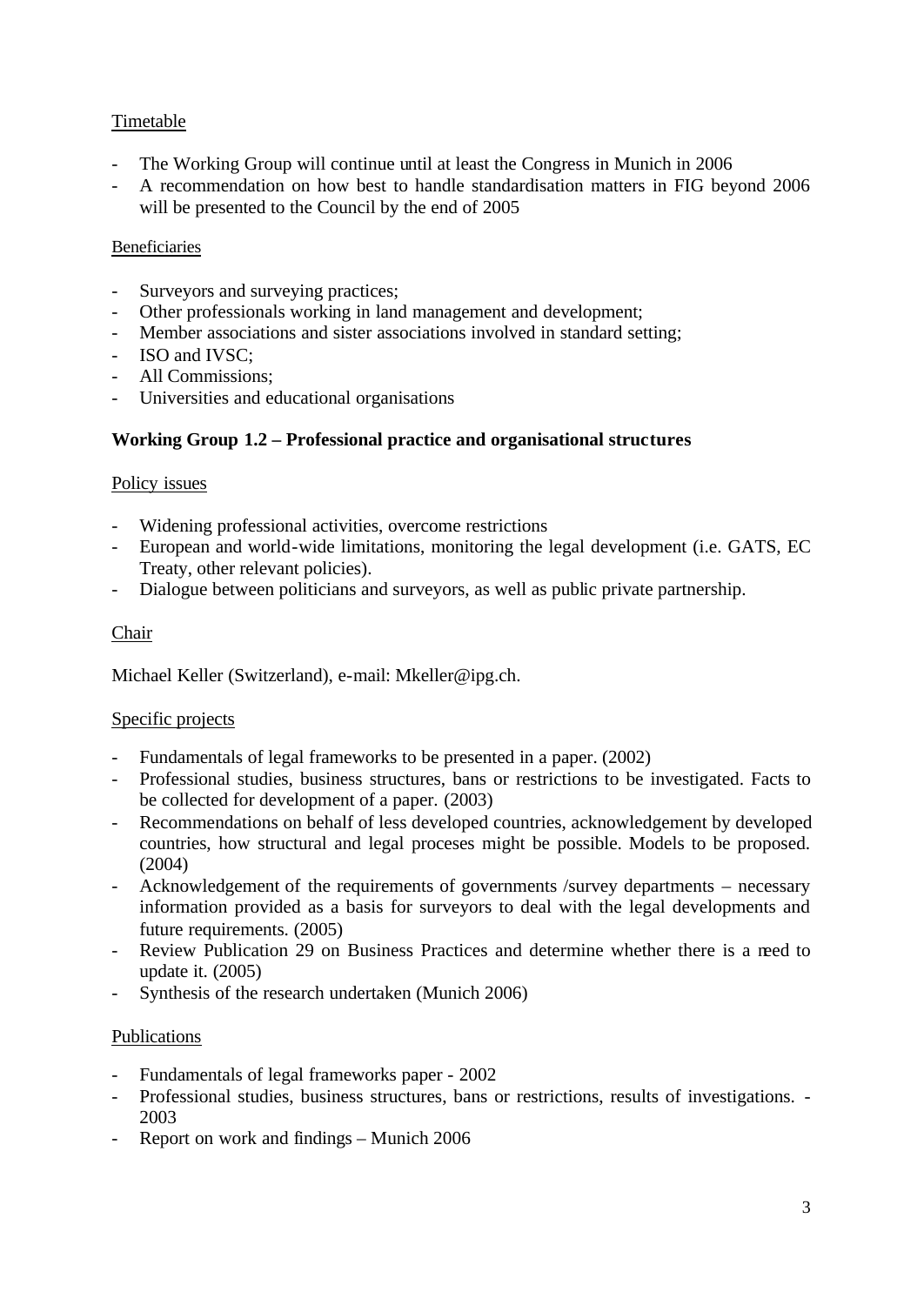Timetable

- The Working Group will continue until at least the Congress in Munich in 2006
- A recommendation on how best to handle standardisation matters in FIG beyond 2006 will be presented to the Council by the end of 2005

Beneficiaries

- Surveyors and surveying practices;
- Other professionals working in land management and development;
- Member associations and sister associations involved in standard setting;
- ISO and IVSC;
- All Commissions;
- Universities and educational organisations

**Working Group 1.2 – Professional practice and organisational structures**

Policy issues

- Widening professional activities, overcome restrictions
- European and world-wide limitations, monitoring the legal development (i.e. GATS, EC Treaty, other relevant policies).
- Dialogue between politicians and surveyors, as well as public private partnership.

Chair

Michael Keller (Switzerland), e-mail: Mkeller@ipg.ch.

Specific projects

- Fundamentals of legal frameworks to be presented in a paper. (2002)
- Professional studies, business structures, bans or restrictions to be investigated. Facts to be collected for development of a paper. (2003)
- Recommendations on behalf of less developed countries, acknowledgement by developed countries, how structural and legal proceses might be possible. Models to be proposed. (2004)
- Acknowledgement of the requirements of governments /survey departments – necessary information provided as a basis for surveyors to deal with the legal developments and future requirements. (2005)
- Review Publication 29 on Business Practices and determine whether there is a need to update it. (2005)
- Synthesis of the research undertaken (Munich 2006)

Publications

- Fundamentals of legal frameworks paper - 2002
- Professional studies, business structures, bans or restrictions, results of investigations. - 2003
- Report on work and findings – Munich 2006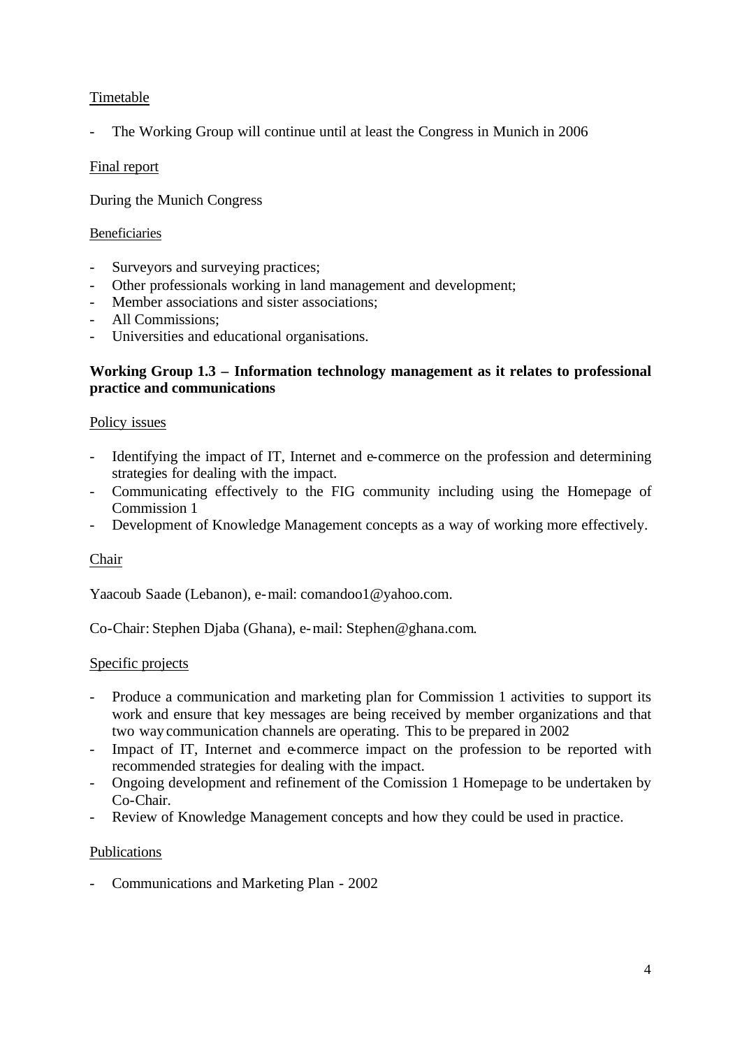Timetable

- The Working Group will continue until at least the Congress in Munich in 2006

Final report

During the Munich Congress

Beneficiaries

- Surveyors and surveying practices;
- Other professionals working in land management and development;
- Member associations and sister associations;
- All Commissions;
- Universities and educational organisations.

**Working Group 1.3 – Information technology management as it relates to professional practice and communications**

Policy issues

- Identifying the impact of IT, Internet and e-commerce on the profession and determining strategies for dealing with the impact.
- Communicating effectively to the FIG community including using the Homepage of Commission 1
- Development of Knowledge Management concepts as a way of working more effectively.

Chair

Yaacoub Saade (Lebanon), e-mail: comandoo1@yahoo.com.

Co-Chair: Stephen Djaba (Ghana), e-mail: Stephen@ghana.com.

Specific projects

- Produce a communication and marketing plan for Commission 1 activities to support its work and ensure that key messages are being received by member organizations and that two way communication channels are operating. This to be prepared in 2002
- Impact of IT, Internet and e-commerce impact on the profession to be reported with recommended strategies for dealing with the impact.
- Ongoing development and refinement of the Comission 1 Homepage to be undertaken by Co-Chair.
- Review of Knowledge Management concepts and how they could be used in practice.

Publications

- Communications and Marketing Plan - 2002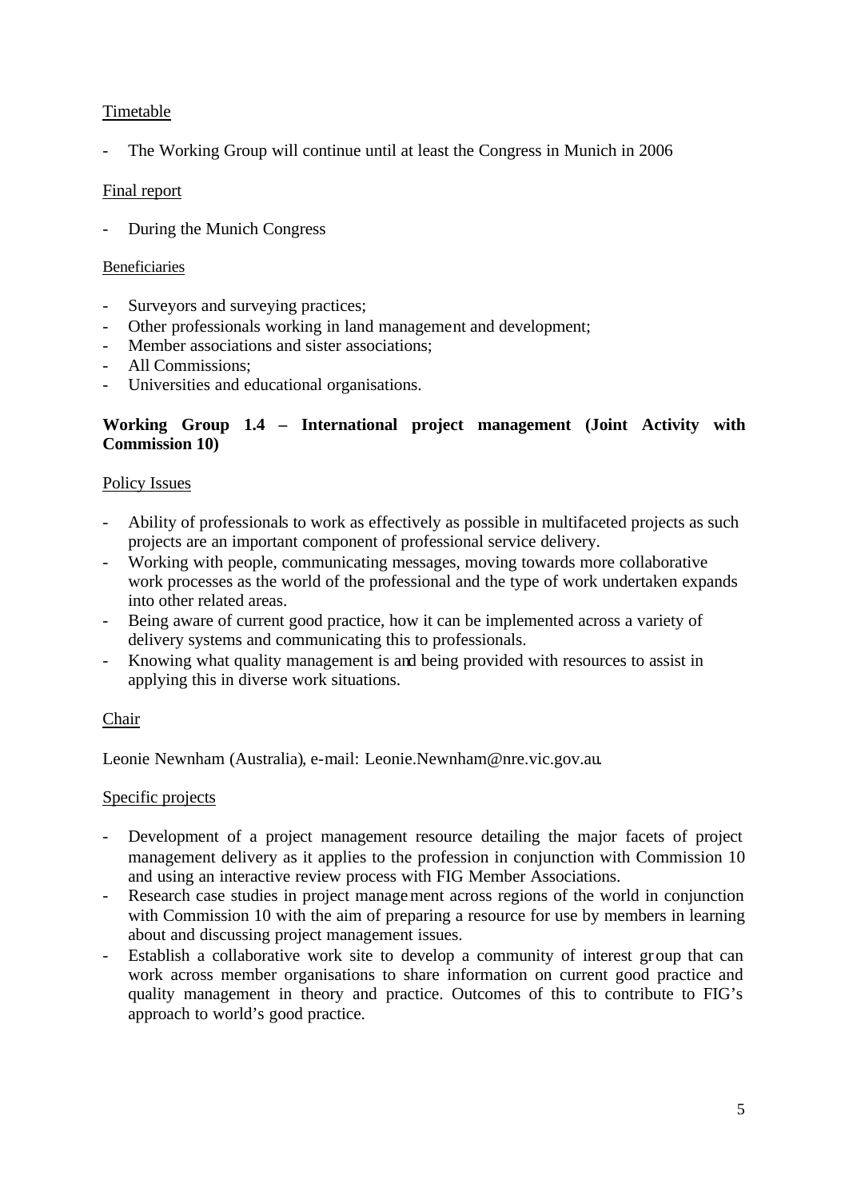Timetable

- The Working Group will continue until at least the Congress in Munich in 2006

Final report

- During the Munich Congress

Beneficiaries

- Surveyors and surveying practices;
- Other professionals working in land management and development;
- Member associations and sister associations;
- All Commissions;
- Universities and educational organisations.

**Working Group 1.4 – International project management (Joint Activity with Commission 10)**

Policy Issues

- Ability of professionals to work as effectively as possible in multifaceted projects as such projects are an important component of professional service delivery.
- Working with people, communicating messages, moving towards more collaborative work processes as the world of the professional and the type of work undertaken expands into other related areas.
- Being aware of current good practice, how it can be implemented across a variety of delivery systems and communicating this to professionals.
- Knowing what quality management is and being provided with resources to assist in applying this in diverse work situations.

Chair

Leonie Newnham (Australia), e-mail: Leonie.Newnham@nre.vic.gov.au.

Specific projects

- Development of a project management resource detailing the major facets of project management delivery as it applies to the profession in conjunction with Commission 10 and using an interactive review process with FIG Member Associations.
- Research case studies in project management across regions of the world in conjunction with Commission 10 with the aim of preparing a resource for use by members in learning about and discussing project management issues.
- Establish a collaborative work site to develop a community of interest group that can work across member organisations to share information on current good practice and quality management in theory and practice. Outcomes of this to contribute to FIG's approach to world's good practice.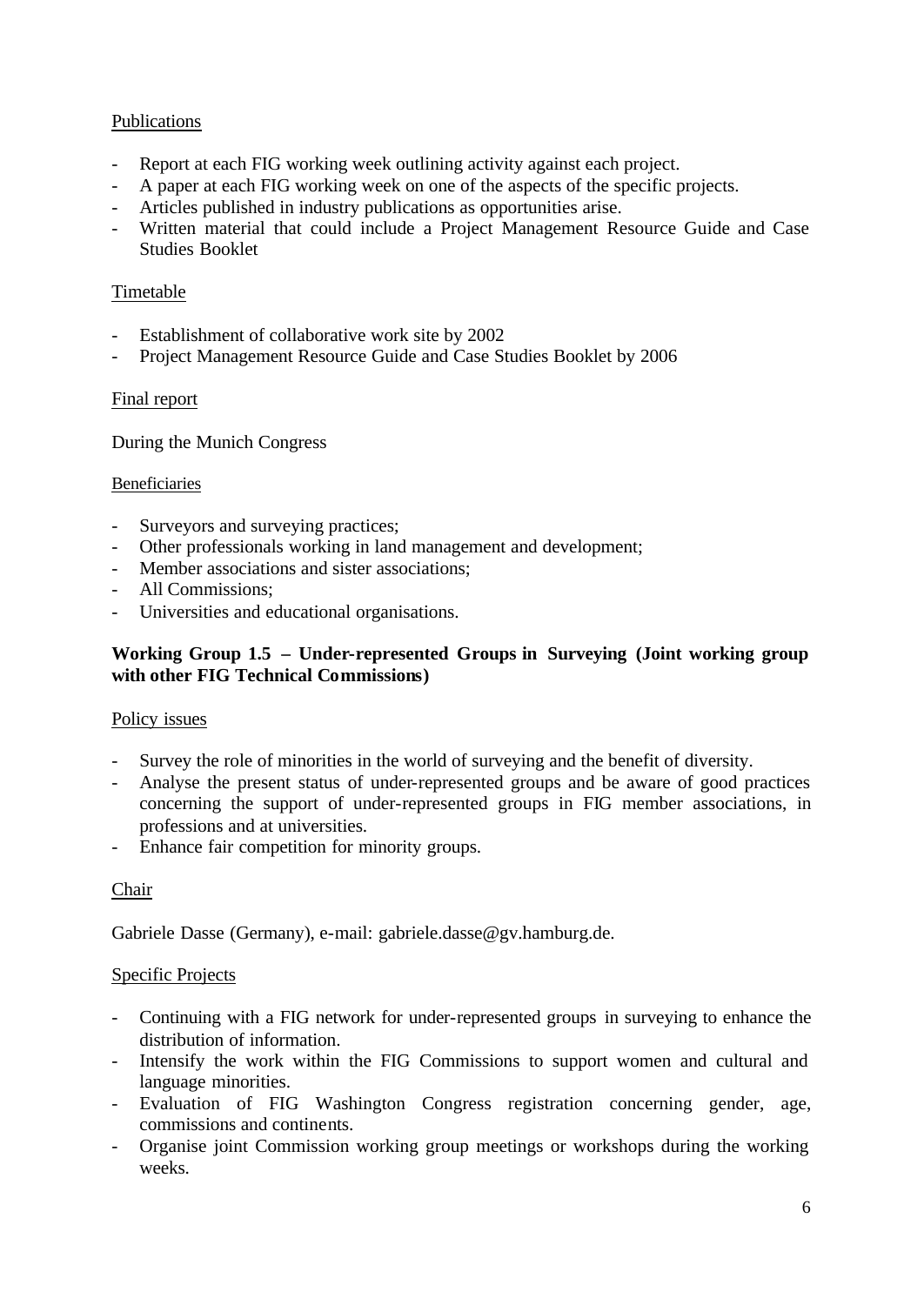Publications

- Report at each FIG working week outlining activity against each project.
- A paper at each FIG working week on one of the aspects of the specific projects.
- Articles published in industry publications as opportunities arise.
- Written material that could include a Project Management Resource Guide and Case Studies Booklet

Timetable

- Establishment of collaborative work site by 2002
- Project Management Resource Guide and Case Studies Booklet by 2006

Final report

During the Munich Congress

Beneficiaries

- Surveyors and surveying practices;
- Other professionals working in land management and development;
- Member associations and sister associations;
- All Commissions;
- Universities and educational organisations.

**Working Group 1.5 – Under-represented Groups in Surveying (Joint working group with other FIG Technical Commissions)**

Policy issues

- Survey the role of minorities in the world of surveying and the benefit of diversity.
- Analyse the present status of under-represented groups and be aware of good practices concerning the support of under-represented groups in FIG member associations, in professions and at universities.
- Enhance fair competition for minority groups.

Chair

Gabriele Dasse (Germany), e-mail: gabriele.dasse@gv.hamburg.de.

Specific Projects

- Continuing with a FIG network for under-represented groups in surveying to enhance the distribution of information.
- Intensify the work within the FIG Commissions to support women and cultural and language minorities.
- Evaluation of FIG Washington Congress registration concerning gender, age, commissions and continents.
- Organise joint Commission working group meetings or workshops during the working weeks.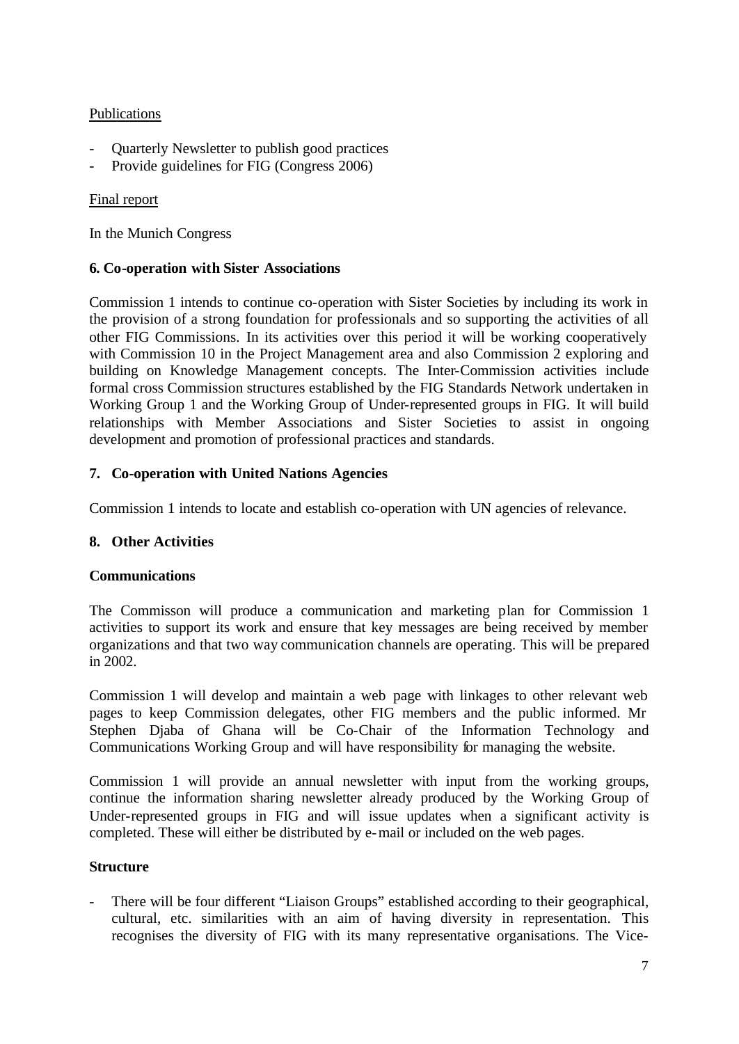Publications

- Quarterly Newsletter to publish good practices
- Provide guidelines for FIG (Congress 2006)

Final report

In the Munich Congress

## 6. Co-operation with Sister Associations

Commission 1 intends to continue co-operation with Sister Societies by including its work in the provision of a strong foundation for professionals and so supporting the activities of all other FIG Commissions. In its activities over this period it will be working cooperatively with Commission 10 in the Project Management area and also Commission 2 exploring and building on Knowledge Management concepts. The Inter-Commission activities include formal cross Commission structures established by the FIG Standards Network undertaken in Working Group 1 and the Working Group of Under-represented groups in FIG. It will build relationships with Member Associations and Sister Societies to assist in ongoing development and promotion of professional practices and standards.

## 7. Co-operation with United Nations Agencies

Commission 1 intends to locate and establish co-operation with UN agencies of relevance.

## 8. Other Activities

**Communications**

The Commisson will produce a communication and marketing plan for Commission 1 activities to support its work and ensure that key messages are being received by member organizations and that two way communication channels are operating. This will be prepared in 2002.

Commission 1 will develop and maintain a web page with linkages to other relevant web pages to keep Commission delegates, other FIG members and the public informed. Mr Stephen Djaba of Ghana will be Co-Chair of the Information Technology and Communications Working Group and will have responsibility for managing the website.

Commission 1 will provide an annual newsletter with input from the working groups, continue the information sharing newsletter already produced by the Working Group of Under-represented groups in FIG and will issue updates when a significant activity is completed. These will either be distributed by e-mail or included on the web pages.

**Structure**

- There will be four different "Liaison Groups" established according to their geographical, cultural, etc. similarities with an aim of having diversity in representation. This recognises the diversity of FIG with its many representative organisations. The Vice-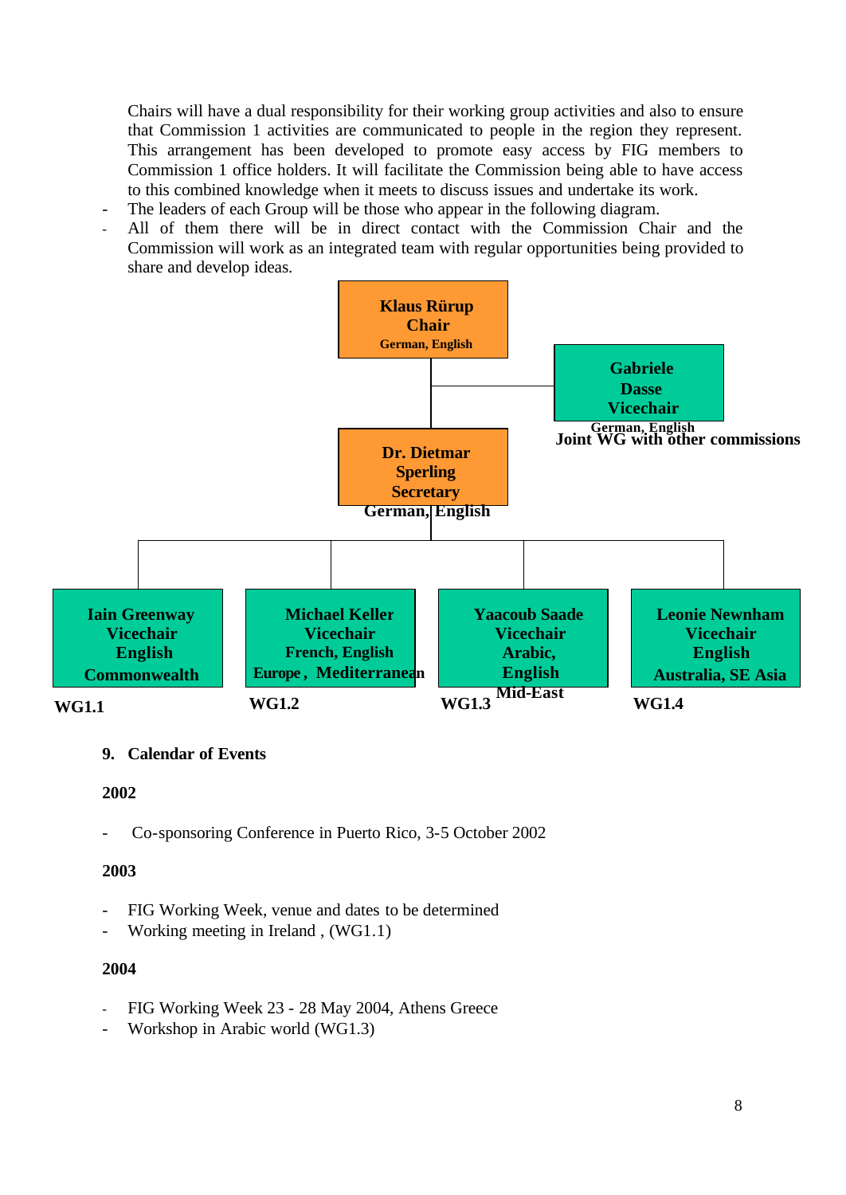Chairs will have a dual responsibility for their working group activities and also to ensure that Commission 1 activities are communicated to people in the region they represent. This arrangement has been developed to promote easy access by FIG members to Commission 1 office holders. It will facilitate the Commission being able to have access to this combined knowledge when it meets to discuss issues and undertake its work.

- The leaders of each Group will be those who appear in the following diagram.
- All of them there will be in direct contact with the Commission Chair and the Commission will work as an integrated team with regular opportunities being provided to share and develop ideas.

**Klaus Rürup**
**Chair**
**German, English**

**Gabriele Dasse**
**Vicechair**
**German, English**
**Joint WG with other commissions**

**Dr. Dietmar Sperling**
**Secretary**
**German, English**

| WG1.1 | WG1.2 | WG1.3 | WG1.4 |
|---|---|---|---|
| **Iain Greenway** | **Michael Keller** | **Yaacoub Saade** | **Leonie Newnham** |
| **Vicechair** | **Vicechair** | **Vicechair** | **Vicechair** |
| **English** | **French, English** | **Arabic, English** | **English** |
| **Commonwealth** | **Europe, Mediterranean** | **Mid-East** | **Australia, SE Asia** |

## 9. Calendar of Events

**2002**

- Co-sponsoring Conference in Puerto Rico, 3-5 October 2002

**2003**

- FIG Working Week, venue and dates to be determined
- Working meeting in Ireland , (WG1.1)

**2004**

- FIG Working Week 23 - 28 May 2004, Athens Greece
- Workshop in Arabic world (WG1.3)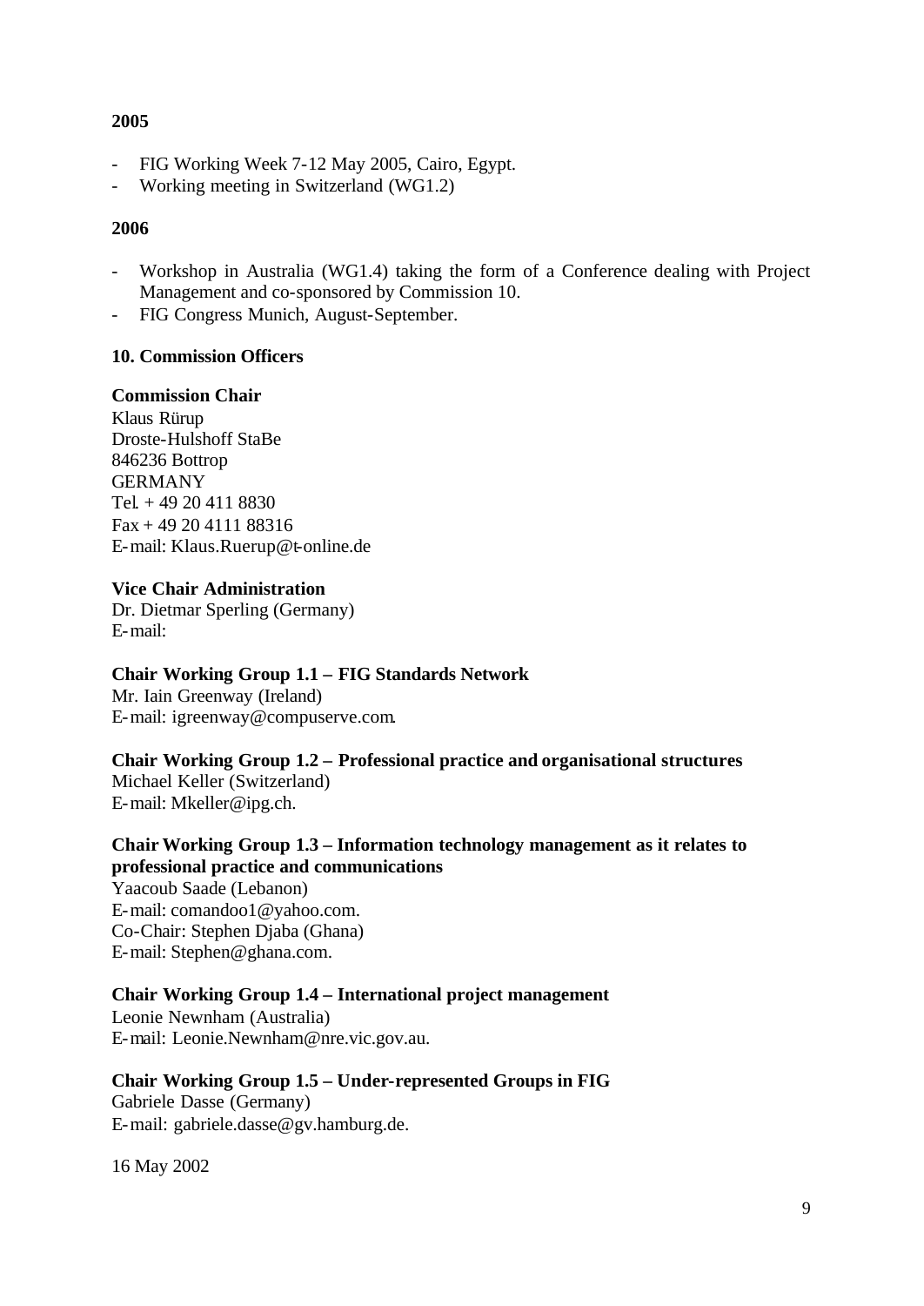**2005**

- FIG Working Week 7-12 May 2005, Cairo, Egypt.
- Working meeting in Switzerland (WG1.2)

**2006**

- Workshop in Australia (WG1.4) taking the form of a Conference dealing with Project Management and co-sponsored by Commission 10.
- FIG Congress Munich, August-September.

**10. Commission Officers**

**Commission Chair**
Klaus Rürup
Droste-Hulshoff StaBe
846236 Bottrop
GERMANY
Tel. + 49 20 411 8830
Fax + 49 20 4111 88316
E-mail: Klaus.Ruerup@t-online.de

**Vice Chair Administration**
Dr. Dietmar Sperling (Germany)
E-mail:

**Chair Working Group 1.1 – FIG Standards Network**
Mr. Iain Greenway (Ireland)
E-mail: igreenway@compuserve.com.

**Chair Working Group 1.2 – Professional practice and organisational structures**
Michael Keller (Switzerland)
E-mail: Mkeller@ipg.ch.

**Chair Working Group 1.3 – Information technology management as it relates to professional practice and communications**
Yaacoub Saade (Lebanon)
E-mail: comandoo1@yahoo.com.
Co-Chair: Stephen Djaba (Ghana)
E-mail: Stephen@ghana.com.

**Chair Working Group 1.4 – International project management**
Leonie Newnham (Australia)
E-mail: Leonie.Newnham@nre.vic.gov.au.

**Chair Working Group 1.5 – Under-represented Groups in FIG**
Gabriele Dasse (Germany)
E-mail: gabriele.dasse@gv.hamburg.de.

16 May 2002